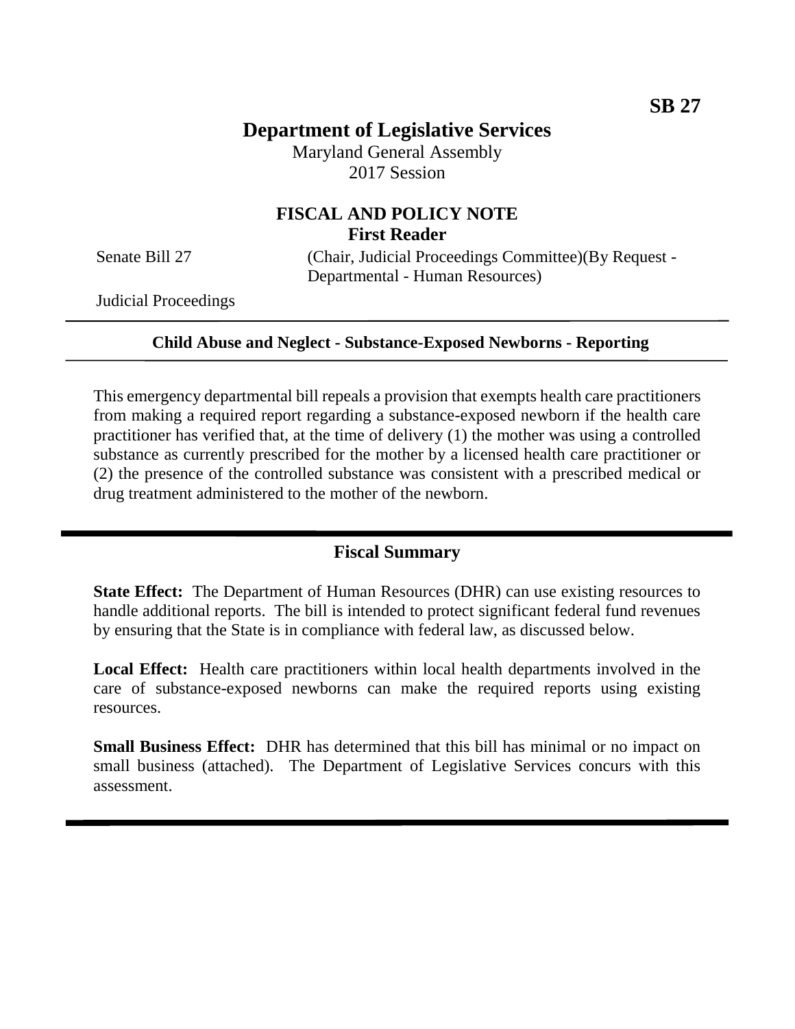SB 27

# Department of Legislative Services

Maryland General Assembly
2017 Session

## FISCAL AND POLICY NOTE
**First Reader**

Senate Bill 27 (Chair, Judicial Proceedings Committee)(By Request - Departmental - Human Resources)

Judicial Proceedings

---

**Child Abuse and Neglect - Substance-Exposed Newborns - Reporting**

---

This emergency departmental bill repeals a provision that exempts health care practitioners from making a required report regarding a substance-exposed newborn if the health care practitioner has verified that, at the time of delivery (1) the mother was using a controlled substance as currently prescribed for the mother by a licensed health care practitioner or (2) the presence of the controlled substance was consistent with a prescribed medical or drug treatment administered to the mother of the newborn.

---

## Fiscal Summary

**State Effect:** The Department of Human Resources (DHR) can use existing resources to handle additional reports. The bill is intended to protect significant federal fund revenues by ensuring that the State is in compliance with federal law, as discussed below.

**Local Effect:** Health care practitioners within local health departments involved in the care of substance-exposed newborns can make the required reports using existing resources.

**Small Business Effect:** DHR has determined that this bill has minimal or no impact on small business (attached). The Department of Legislative Services concurs with this assessment.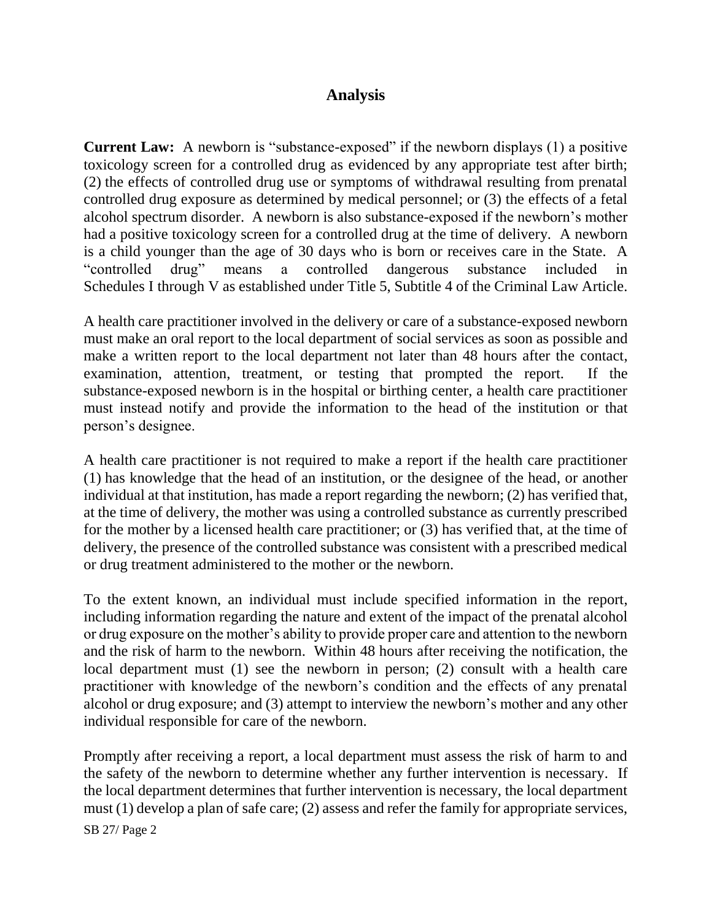## Analysis

**Current Law:** A newborn is "substance-exposed" if the newborn displays (1) a positive toxicology screen for a controlled drug as evidenced by any appropriate test after birth; (2) the effects of controlled drug use or symptoms of withdrawal resulting from prenatal controlled drug exposure as determined by medical personnel; or (3) the effects of a fetal alcohol spectrum disorder. A newborn is also substance-exposed if the newborn's mother had a positive toxicology screen for a controlled drug at the time of delivery. A newborn is a child younger than the age of 30 days who is born or receives care in the State. A "controlled drug" means a controlled dangerous substance included in Schedules I through V as established under Title 5, Subtitle 4 of the Criminal Law Article.

A health care practitioner involved in the delivery or care of a substance-exposed newborn must make an oral report to the local department of social services as soon as possible and make a written report to the local department not later than 48 hours after the contact, examination, attention, treatment, or testing that prompted the report. If the substance-exposed newborn is in the hospital or birthing center, a health care practitioner must instead notify and provide the information to the head of the institution or that person's designee.

A health care practitioner is not required to make a report if the health care practitioner (1) has knowledge that the head of an institution, or the designee of the head, or another individual at that institution, has made a report regarding the newborn; (2) has verified that, at the time of delivery, the mother was using a controlled substance as currently prescribed for the mother by a licensed health care practitioner; or (3) has verified that, at the time of delivery, the presence of the controlled substance was consistent with a prescribed medical or drug treatment administered to the mother or the newborn.

To the extent known, an individual must include specified information in the report, including information regarding the nature and extent of the impact of the prenatal alcohol or drug exposure on the mother's ability to provide proper care and attention to the newborn and the risk of harm to the newborn. Within 48 hours after receiving the notification, the local department must (1) see the newborn in person; (2) consult with a health care practitioner with knowledge of the newborn's condition and the effects of any prenatal alcohol or drug exposure; and (3) attempt to interview the newborn's mother and any other individual responsible for care of the newborn.

Promptly after receiving a report, a local department must assess the risk of harm to and the safety of the newborn to determine whether any further intervention is necessary. If the local department determines that further intervention is necessary, the local department must (1) develop a plan of safe care; (2) assess and refer the family for appropriate services,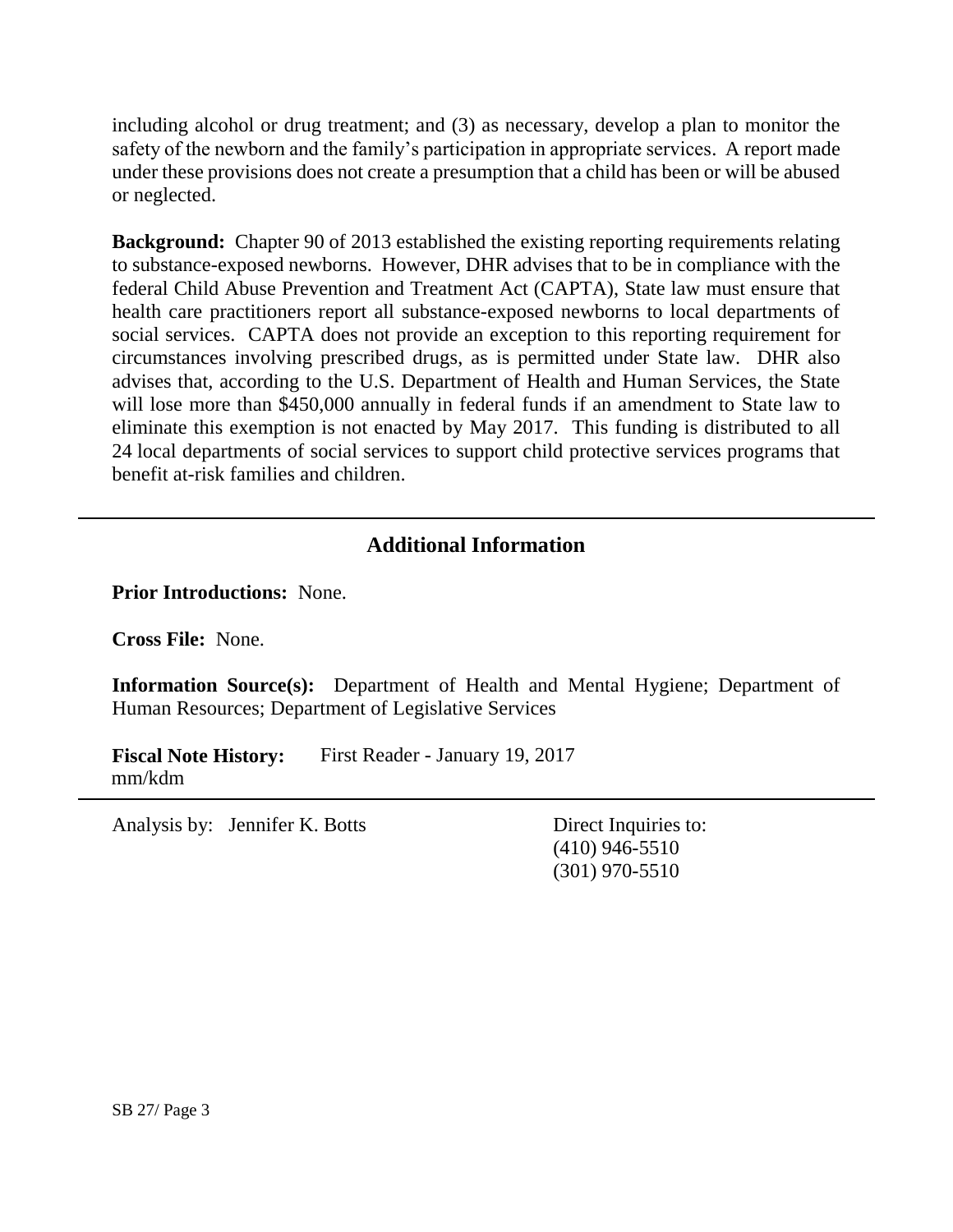including alcohol or drug treatment; and (3) as necessary, develop a plan to monitor the safety of the newborn and the family's participation in appropriate services. A report made under these provisions does not create a presumption that a child has been or will be abused or neglected.

**Background:** Chapter 90 of 2013 established the existing reporting requirements relating to substance-exposed newborns. However, DHR advises that to be in compliance with the federal Child Abuse Prevention and Treatment Act (CAPTA), State law must ensure that health care practitioners report all substance-exposed newborns to local departments of social services. CAPTA does not provide an exception to this reporting requirement for circumstances involving prescribed drugs, as is permitted under State law. DHR also advises that, according to the U.S. Department of Health and Human Services, the State will lose more than $450,000 annually in federal funds if an amendment to State law to eliminate this exemption is not enacted by May 2017. This funding is distributed to all 24 local departments of social services to support child protective services programs that benefit at-risk families and children.

## Additional Information

**Prior Introductions:** None.

**Cross File:** None.

**Information Source(s):** Department of Health and Mental Hygiene; Department of Human Resources; Department of Legislative Services

**Fiscal Note History:** First Reader - January 19, 2017
mm/kdm

Analysis by: Jennifer K. Botts

Direct Inquiries to:
(410) 946-5510
(301) 970-5510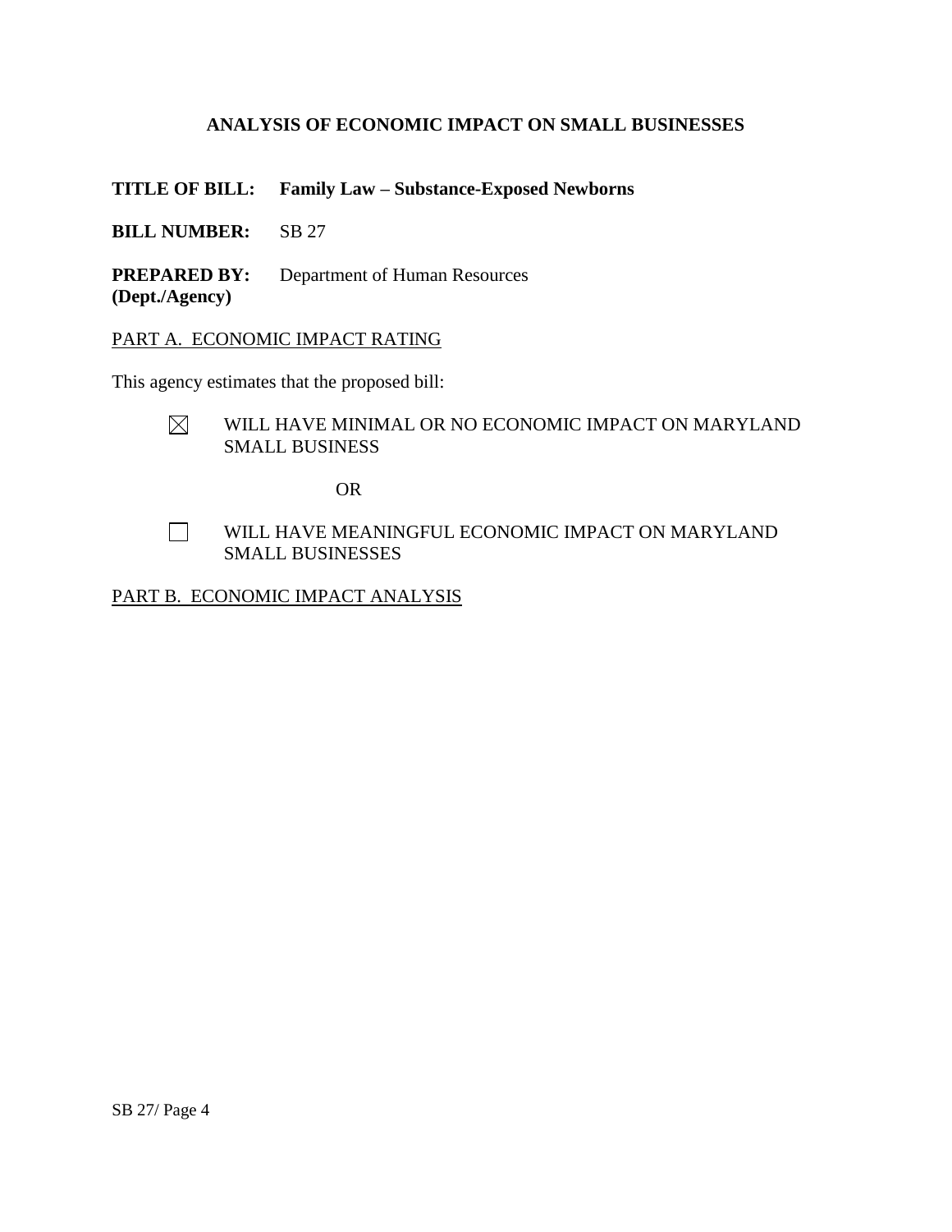## ANALYSIS OF ECONOMIC IMPACT ON SMALL BUSINESSES

**TITLE OF BILL:** **Family Law – Substance-Exposed Newborns**

**BILL NUMBER:** SB 27

**PREPARED BY: (Dept./Agency)** Department of Human Resources

PART A. ECONOMIC IMPACT RATING

This agency estimates that the proposed bill:

☒ WILL HAVE MINIMAL OR NO ECONOMIC IMPACT ON MARYLAND SMALL BUSINESS

OR

☐ WILL HAVE MEANINGFUL ECONOMIC IMPACT ON MARYLAND SMALL BUSINESSES

PART B. ECONOMIC IMPACT ANALYSIS